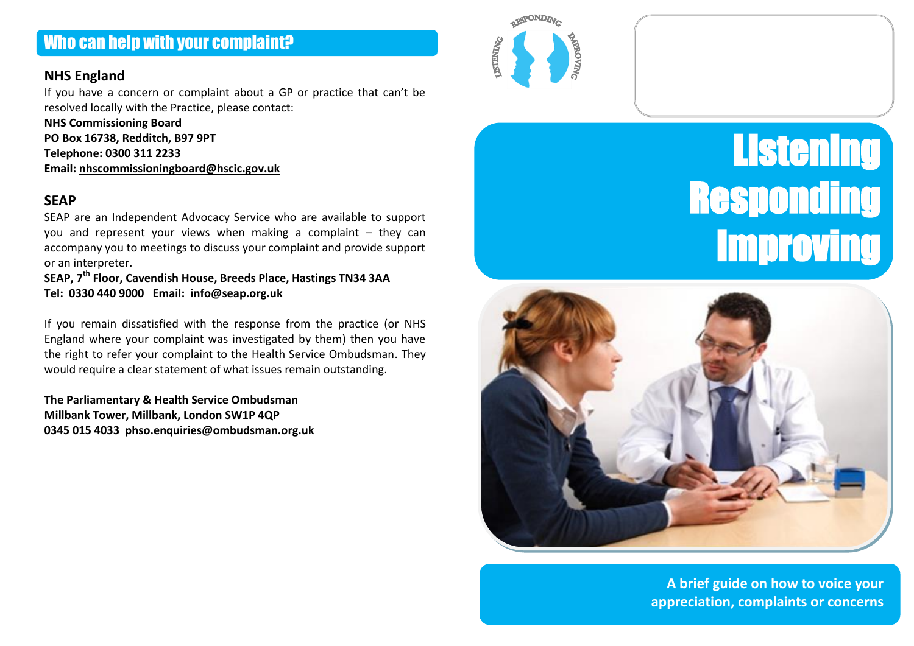## Who can help with your complaint?

### NHS England

If you have a concern or complaint about a GP or practice that can't be resolved locally with the Practice, please contact:

**NHS Commissioning Board**
**PO Box 16738, Redditch, B97 9PT**
**Telephone: 0300 311 2233**
**Email: nhscommissioningboard@hscic.gov.uk**

### SEAP

SEAP are an Independent Advocacy Service who are available to support you and represent your views when making a complaint – they can accompany you to meetings to discuss your complaint and provide support or an interpreter.

**SEAP, 7th Floor, Cavendish House, Breeds Place, Hastings TN34 3AA**
**Tel: 0330 440 9000 Email: info@seap.org.uk**

If you remain dissatisfied with the response from the practice (or NHS England where your complaint was investigated by them) then you have the right to refer your complaint to the Health Service Ombudsman. They would require a clear statement of what issues remain outstanding.

**The Parliamentary & Health Service Ombudsman**
**Millbank Tower, Millbank, London SW1P 4QP**
**0345 015 4033 phso.enquiries@ombudsman.org.uk**

RESPONDING LISTENING IMPROVING

# Listening Responding Improving

**A brief guide on how to voice your appreciation, complaints or concerns**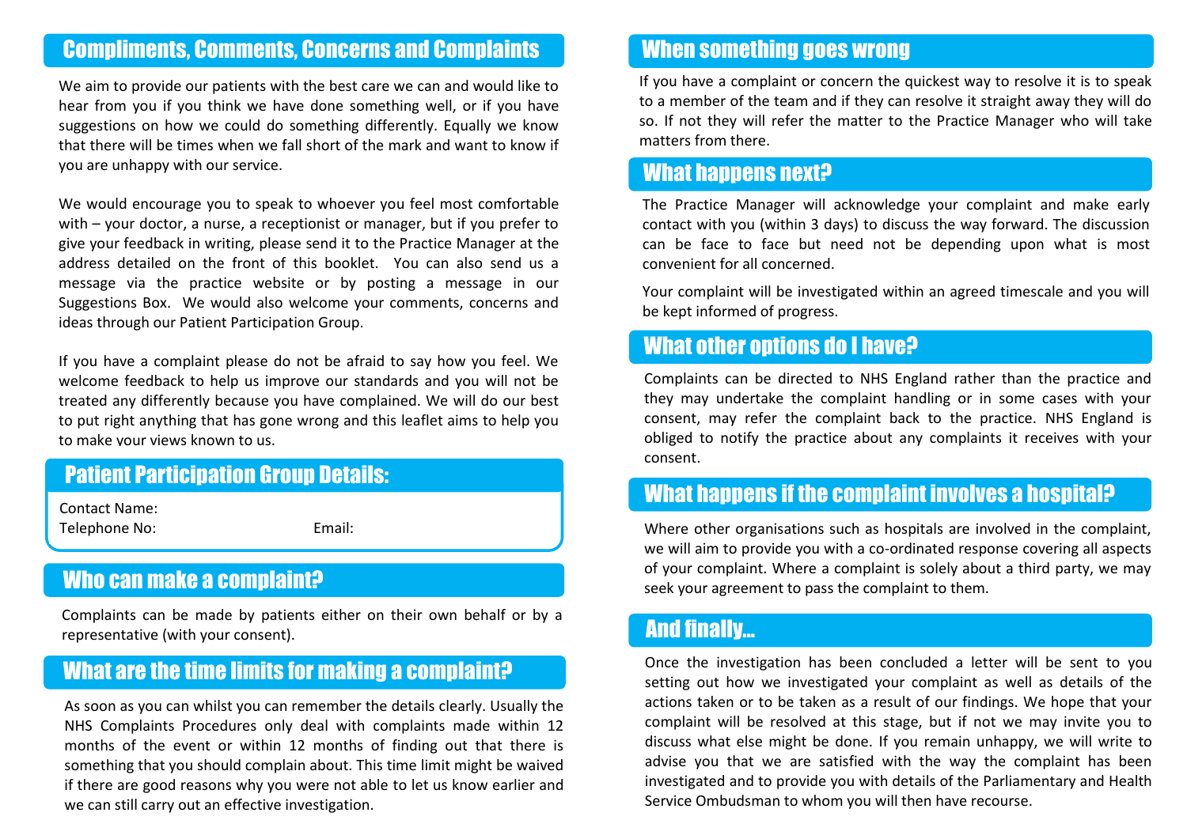## Compliments, Comments, Concerns and Complaints

We aim to provide our patients with the best care we can and would like to hear from you if you think we have done something well, or if you have suggestions on how we could do something differently. Equally we know that there will be times when we fall short of the mark and want to know if you are unhappy with our service.

We would encourage you to speak to whoever you feel most comfortable with – your doctor, a nurse, a receptionist or manager, but if you prefer to give your feedback in writing, please send it to the Practice Manager at the address detailed on the front of this booklet. You can also send us a message via the practice website or by posting a message in our Suggestions Box. We would also welcome your comments, concerns and ideas through our Patient Participation Group.

If you have a complaint please do not be afraid to say how you feel. We welcome feedback to help us improve our standards and you will not be treated any differently because you have complained. We will do our best to put right anything that has gone wrong and this leaflet aims to help you to make your views known to us.

## Patient Participation Group Details:

Contact Name:
Telephone No: Email:

## Who can make a complaint?

Complaints can be made by patients either on their own behalf or by a representative (with your consent).

## What are the time limits for making a complaint?

As soon as you can whilst you can remember the details clearly. Usually the NHS Complaints Procedures only deal with complaints made within 12 months of the event or within 12 months of finding out that there is something that you should complain about. This time limit might be waived if there are good reasons why you were not able to let us know earlier and we can still carry out an effective investigation.

## When something goes wrong

If you have a complaint or concern the quickest way to resolve it is to speak to a member of the team and if they can resolve it straight away they will do so. If not they will refer the matter to the Practice Manager who will take matters from there.

## What happens next?

The Practice Manager will acknowledge your complaint and make early contact with you (within 3 days) to discuss the way forward. The discussion can be face to face but need not be depending upon what is most convenient for all concerned.

Your complaint will be investigated within an agreed timescale and you will be kept informed of progress.

## What other options do I have?

Complaints can be directed to NHS England rather than the practice and they may undertake the complaint handling or in some cases with your consent, may refer the complaint back to the practice. NHS England is obliged to notify the practice about any complaints it receives with your consent.

## What happens if the complaint involves a hospital?

Where other organisations such as hospitals are involved in the complaint, we will aim to provide you with a co-ordinated response covering all aspects of your complaint. Where a complaint is solely about a third party, we may seek your agreement to pass the complaint to them.

## And finally...

Once the investigation has been concluded a letter will be sent to you setting out how we investigated your complaint as well as details of the actions taken or to be taken as a result of our findings. We hope that your complaint will be resolved at this stage, but if not we may invite you to discuss what else might be done. If you remain unhappy, we will write to advise you that we are satisfied with the way the complaint has been investigated and to provide you with details of the Parliamentary and Health Service Ombudsman to whom you will then have recourse.